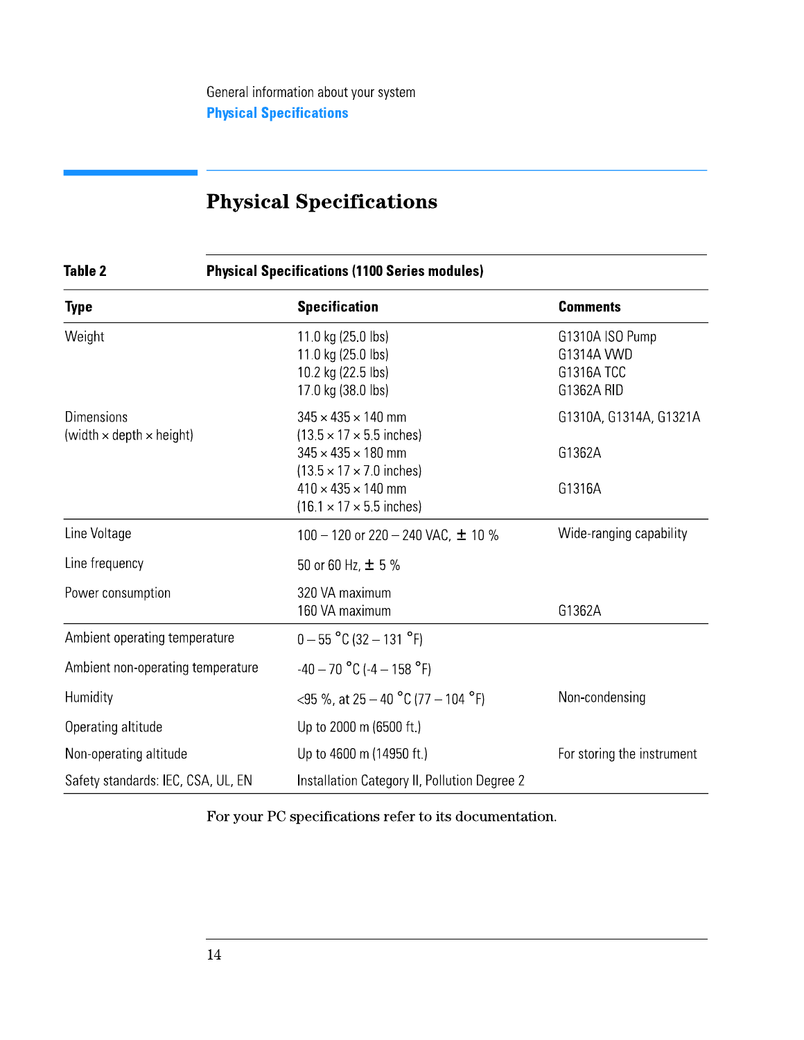## Physical Specifications

**Table 2 Physical Specifications (1100 Series modules)**

| Type | Specification | Comments |
|---|---|---|
| Weight | 11.0 kg (25.0 lbs)<br>11.0 kg (25.0 lbs)<br>10.2 kg (22.5 lbs)<br>17.0 kg (38.0 lbs) | G1310A ISO Pump<br>G1314A VWD<br>G1316A TCC<br>G1362A RID |
| Dimensions (width × depth × height) | 345 × 435 × 140 mm (13.5 × 17 × 5.5 inches)<br>345 × 435 × 180 mm (13.5 × 17 × 7.0 inches)<br>410 × 435 × 140 mm (16.1 × 17 × 5.5 inches) | G1310A, G1314A, G1321A<br>G1362A<br>G1316A |
| Line Voltage | 100 – 120 or 220 – 240 VAC, ± 10 % | Wide-ranging capability |
| Line frequency | 50 or 60 Hz, ± 5 % | |
| Power consumption | 320 VA maximum<br>160 VA maximum | <br>G1362A |
| Ambient operating temperature | 0 – 55 °C (32 – 131 °F) | |
| Ambient non-operating temperature | -40 – 70 °C (-4 – 158 °F) | |
| Humidity | <95 %, at 25 – 40 °C (77 – 104 °F) | Non-condensing |
| Operating altitude | Up to 2000 m (6500 ft.) | |
| Non-operating altitude | Up to 4600 m (14950 ft.) | For storing the instrument |
| Safety standards: IEC, CSA, UL, EN | Installation Category II, Pollution Degree 2 | |

For your PC specifications refer to its documentation.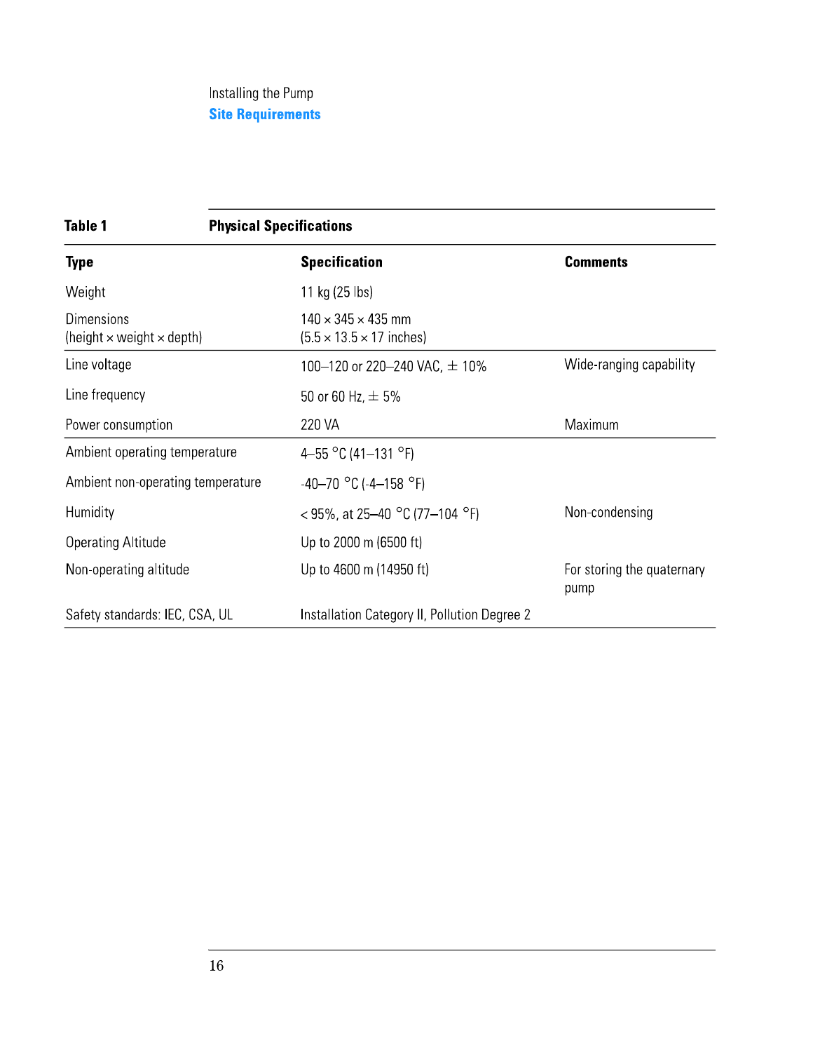## Site Requirements

**Table 1** **Physical Specifications**

| Type | Specification | Comments |
|---|---|---|
| Weight | 11 kg (25 lbs) | |
| Dimensions (height × weight × depth) | 140 × 345 × 435 mm (5.5 × 13.5 × 17 inches) | |
| Line voltage | 100–120 or 220–240 VAC, ± 10% | Wide-ranging capability |
| Line frequency | 50 or 60 Hz, ± 5% | |
| Power consumption | 220 VA | Maximum |
| Ambient operating temperature | 4–55 °C (41–131 °F) | |
| Ambient non-operating temperature | -40–70 °C (-4–158 °F) | |
| Humidity | < 95%, at 25–40 °C (77–104 °F) | Non-condensing |
| Operating Altitude | Up to 2000 m (6500 ft) | |
| Non-operating altitude | Up to 4600 m (14950 ft) | For storing the quaternary pump |
| Safety standards: IEC, CSA, UL | Installation Category II, Pollution Degree 2 | |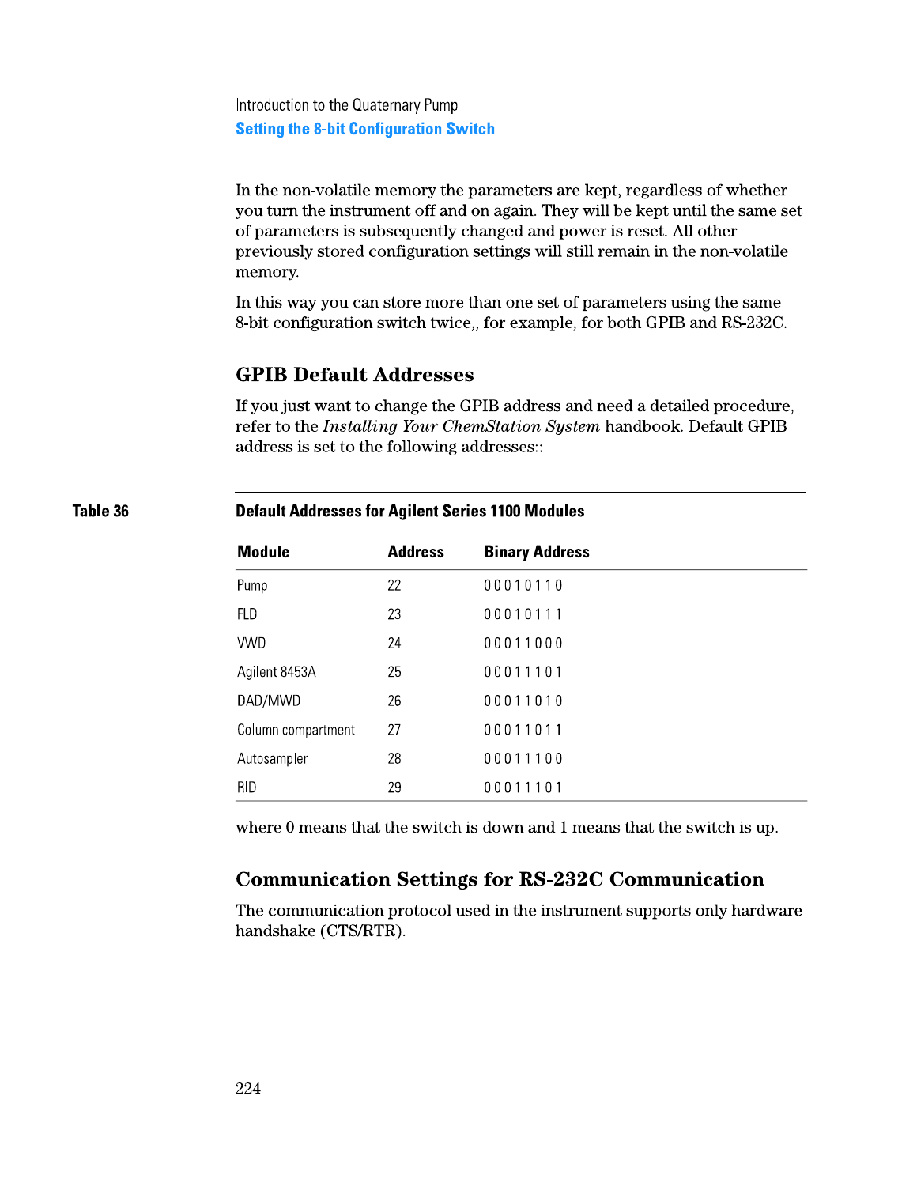In the non-volatile memory the parameters are kept, regardless of whether you turn the instrument off and on again. They will be kept until the same set of parameters is subsequently changed and power is reset. All other previously stored configuration settings will still remain in the non-volatile memory.

In this way you can store more than one set of parameters using the same 8-bit configuration switch twice,, for example, for both GPIB and RS-232C.

## GPIB Default Addresses

If you just want to change the GPIB address and need a detailed procedure, refer to the *Installing Your ChemStation System* handbook. Default GPIB address is set to the following addresses::

**Table 36 Default Addresses for Agilent Series 1100 Modules**

| Module | Address | Binary Address |
|---|---|---|
| Pump | 22 | 0 0 0 1 0 1 1 0 |
| FLD | 23 | 0 0 0 1 0 1 1 1 |
| VWD | 24 | 0 0 0 1 1 0 0 0 |
| Agilent 8453A | 25 | 0 0 0 1 1 1 0 1 |
| DAD/MWD | 26 | 0 0 0 1 1 0 1 0 |
| Column compartment | 27 | 0 0 0 1 1 0 1 1 |
| Autosampler | 28 | 0 0 0 1 1 1 0 0 |
| RID | 29 | 0 0 0 1 1 1 0 1 |

where 0 means that the switch is down and 1 means that the switch is up.

## Communication Settings for RS-232C Communication

The communication protocol used in the instrument supports only hardware handshake (CTS/RTR).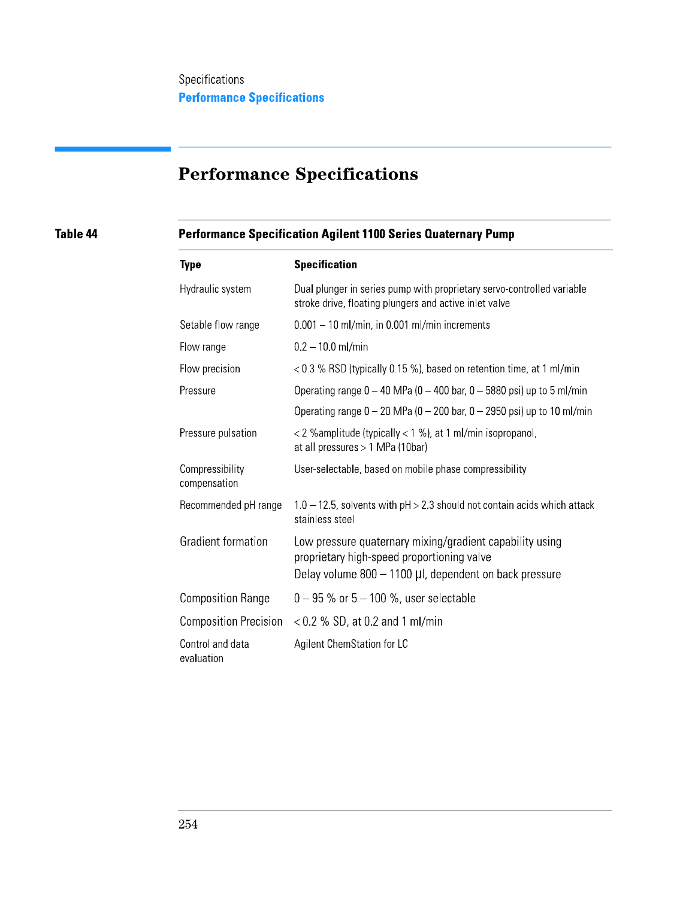# Performance Specifications

**Table 44** **Performance Specification Agilent 1100 Series Quaternary Pump**

| Type | Specification |
|---|---|
| Hydraulic system | Dual plunger in series pump with proprietary servo-controlled variable stroke drive, floating plungers and active inlet valve |
| Setable flow range | 0.001 – 10 ml/min, in 0.001 ml/min increments |
| Flow range | 0.2 – 10.0 ml/min |
| Flow precision | < 0.3 % RSD (typically 0.15 %), based on retention time, at 1 ml/min |
| Pressure | Operating range 0 – 40 MPa (0 – 400 bar, 0 – 5880 psi) up to 5 ml/min |
| | Operating range 0 – 20 MPa (0 – 200 bar, 0 – 2950 psi) up to 10 ml/min |
| Pressure pulsation | < 2 %amplitude (typically < 1 %), at 1 ml/min isopropanol, at all pressures > 1 MPa (10bar) |
| Compressibility compensation | User-selectable, based on mobile phase compressibility |
| Recommended pH range | 1.0 – 12.5, solvents with pH > 2.3 should not contain acids which attack stainless steel |
| Gradient formation | Low pressure quaternary mixing/gradient capability using proprietary high-speed proportioning valve<br>Delay volume 800 – 1100 µl, dependent on back pressure |
| Composition Range | 0 – 95 % or 5 – 100 %, user selectable |
| Composition Precision | < 0.2 % SD, at 0.2 and 1 ml/min |
| Control and data evaluation | Agilent ChemStation for LC |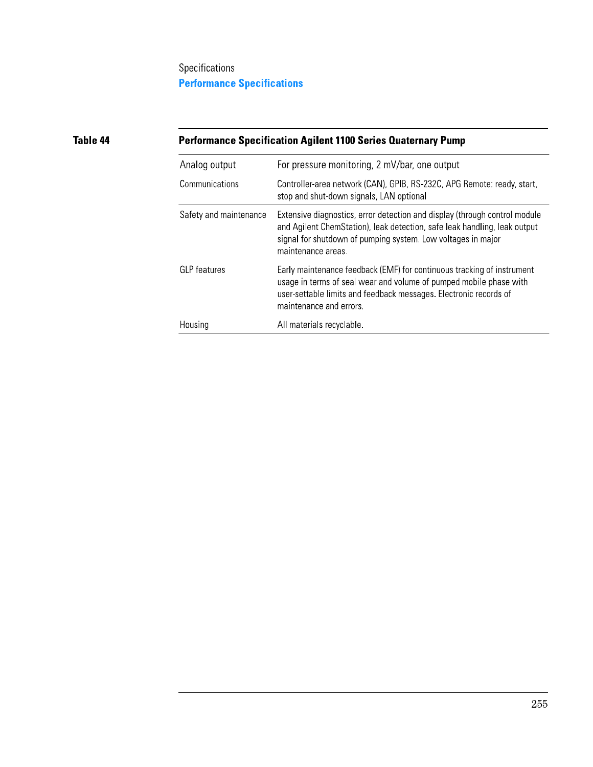**Table 44** Performance Specification Agilent 1100 Series Quaternary Pump

| Performance Specification Agilent 1100 Series Quaternary Pump | |
|---|---|
| Analog output | For pressure monitoring, 2 mV/bar, one output |
| Communications | Controller-area network (CAN), GPIB, RS-232C, APG Remote: ready, start, stop and shut-down signals, LAN optional |
| Safety and maintenance | Extensive diagnostics, error detection and display (through control module and Agilent ChemStation), leak detection, safe leak handling, leak output signal for shutdown of pumping system. Low voltages in major maintenance areas. |
| GLP features | Early maintenance feedback (EMF) for continuous tracking of instrument usage in terms of seal wear and volume of pumped mobile phase with user-settable limits and feedback messages. Electronic records of maintenance and errors. |
| Housing | All materials recyclable. |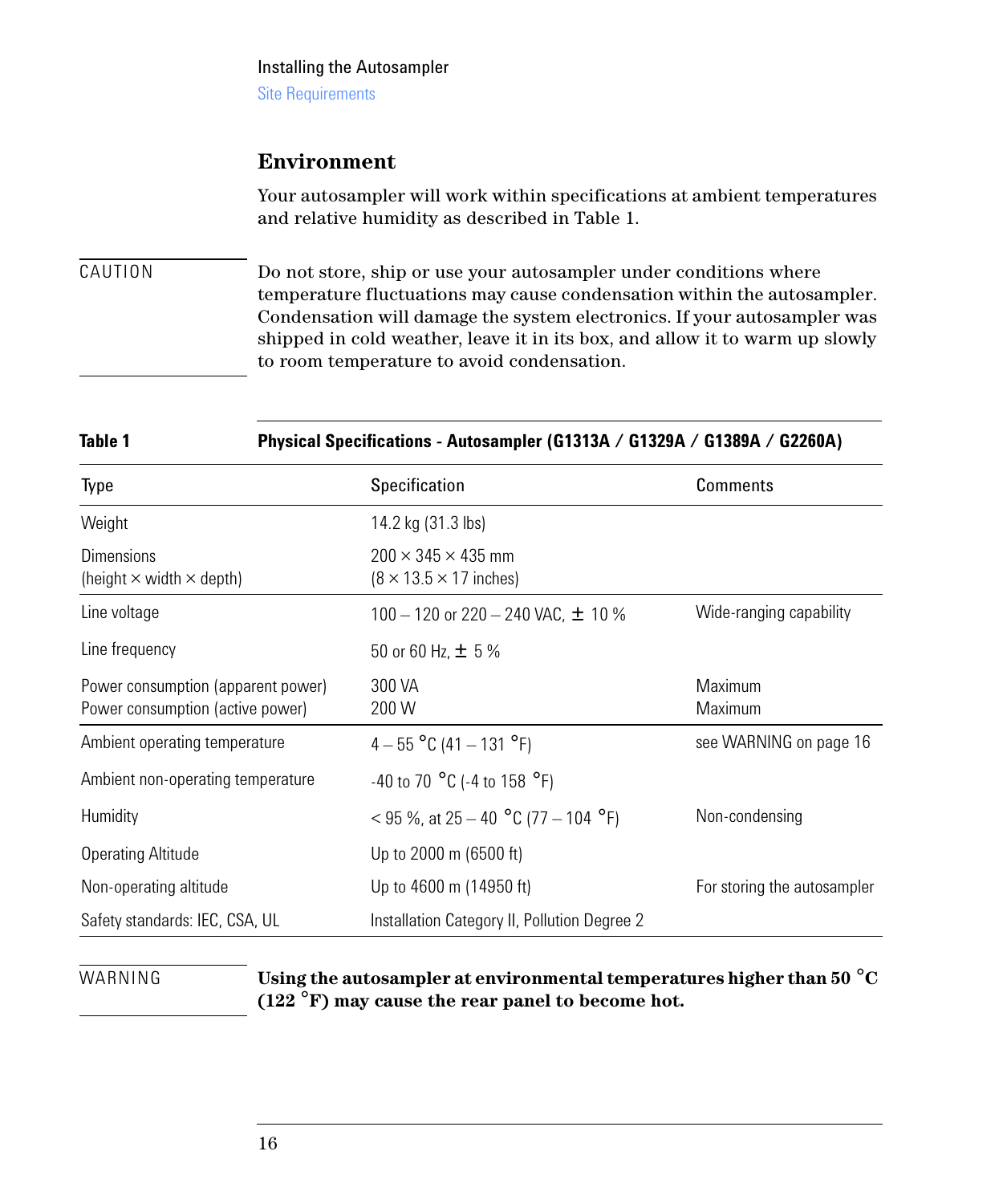## Environment

Your autosampler will work within specifications at ambient temperatures and relative humidity as described in Table 1.

CAUTION

Do not store, ship or use your autosampler under conditions where temperature fluctuations may cause condensation within the autosampler. Condensation will damage the system electronics. If your autosampler was shipped in cold weather, leave it in its box, and allow it to warm up slowly to room temperature to avoid condensation.

**Table 1 Physical Specifications - Autosampler (G1313A / G1329A / G1389A / G2260A)**

| Type | Specification | Comments |
|---|---|---|
| Weight | 14.2 kg (31.3 lbs) | |
| Dimensions (height × width × depth) | 200 × 345 × 435 mm (8 × 13.5 × 17 inches) | |
| Line voltage | 100 – 120 or 220 – 240 VAC, ± 10 % | Wide-ranging capability |
| Line frequency | 50 or 60 Hz, ± 5 % | |
| Power consumption (apparent power) | 300 VA | Maximum |
| Power consumption (active power) | 200 W | Maximum |
| Ambient operating temperature | 4 – 55 °C (41 – 131 °F) | see WARNING on page 16 |
| Ambient non-operating temperature | -40 to 70 °C (-4 to 158 °F) | |
| Humidity | < 95 %, at 25 – 40 °C (77 – 104 °F) | Non-condensing |
| Operating Altitude | Up to 2000 m (6500 ft) | |
| Non-operating altitude | Up to 4600 m (14950 ft) | For storing the autosampler |
| Safety standards: IEC, CSA, UL | Installation Category II, Pollution Degree 2 | |

WARNING

**Using the autosampler at environmental temperatures higher than 50 °C (122 °F) may cause the rear panel to become hot.**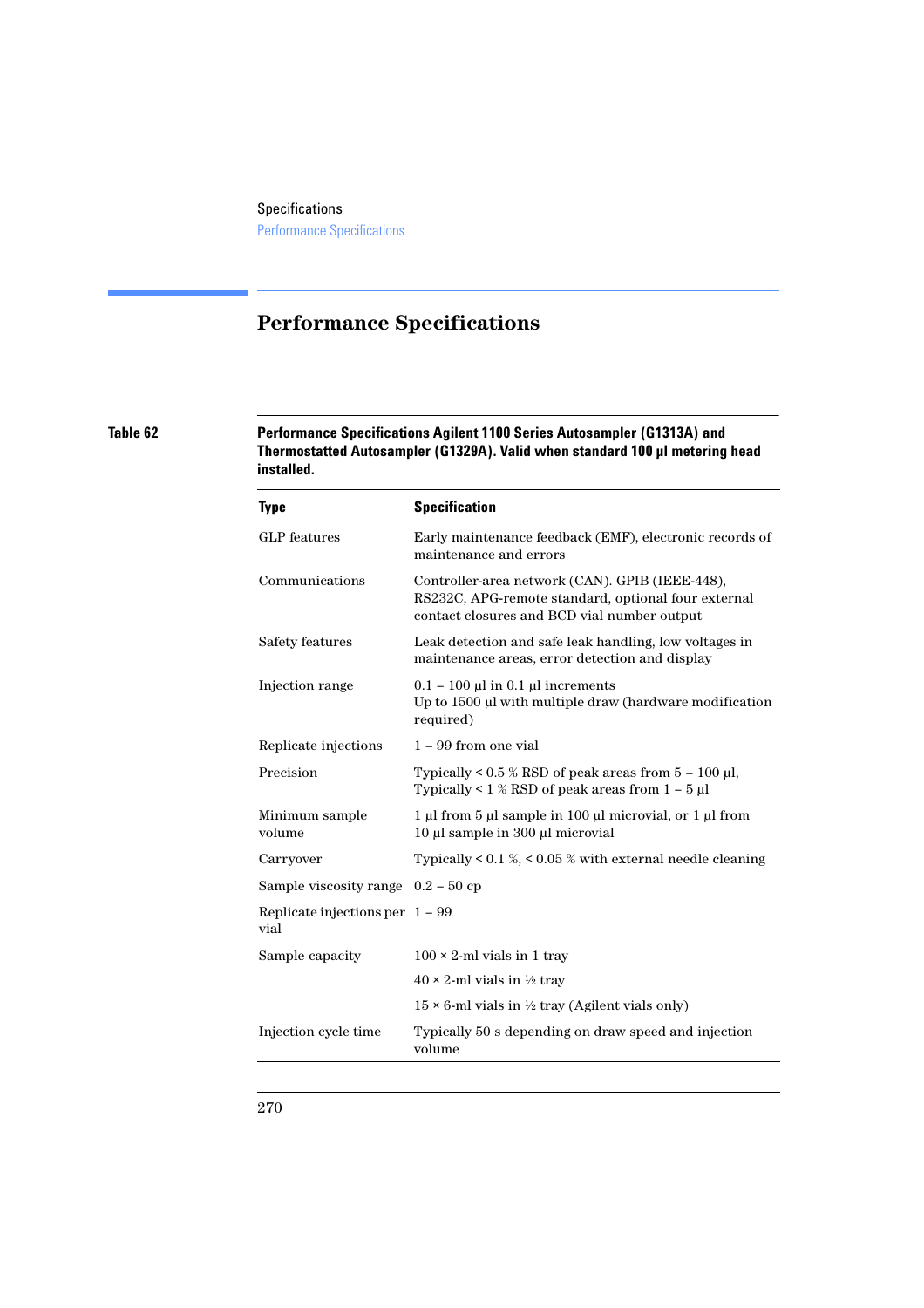# Performance Specifications

**Table 62 Performance Specifications Agilent 1100 Series Autosampler (G1313A) and Thermostatted Autosampler (G1329A). Valid when standard 100 µl metering head installed.**

| Type | Specification |
|---|---|
| GLP features | Early maintenance feedback (EMF), electronic records of maintenance and errors |
| Communications | Controller-area network (CAN). GPIB (IEEE-448), RS232C, APG-remote standard, optional four external contact closures and BCD vial number output |
| Safety features | Leak detection and safe leak handling, low voltages in maintenance areas, error detection and display |
| Injection range | 0.1 – 100 µl in 0.1 µl increments<br>Up to 1500 µl with multiple draw (hardware modification required) |
| Replicate injections | 1 – 99 from one vial |
| Precision | Typically < 0.5 % RSD of peak areas from 5 – 100 µl,<br>Typically < 1 % RSD of peak areas from 1 – 5 µl |
| Minimum sample volume | 1 µl from 5 µl sample in 100 µl microvial, or 1 µl from 10 µl sample in 300 µl microvial |
| Carryover | Typically < 0.1 %, < 0.05 % with external needle cleaning |
| Sample viscosity range | 0.2 – 50 cp |
| Replicate injections per vial | 1 – 99 |
| Sample capacity | 100 × 2-ml vials in 1 tray |
| | 40 × 2-ml vials in ½ tray |
| | 15 × 6-ml vials in ½ tray (Agilent vials only) |
| Injection cycle time | Typically 50 s depending on draw speed and injection volume |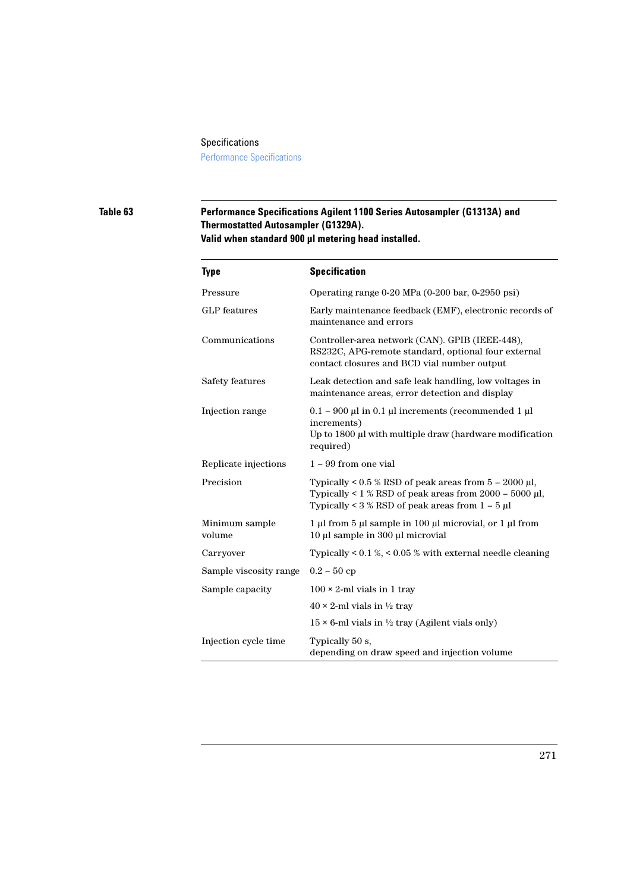**Table 63 Performance Specifications Agilent 1100 Series Autosampler (G1313A) and Thermostatted Autosampler (G1329A). Valid when standard 900 µl metering head installed.**

| Type | Specification |
|---|---|
| Pressure | Operating range 0-20 MPa (0-200 bar, 0-2950 psi) |
| GLP features | Early maintenance feedback (EMF), electronic records of maintenance and errors |
| Communications | Controller-area network (CAN). GPIB (IEEE-448), RS232C, APG-remote standard, optional four external contact closures and BCD vial number output |
| Safety features | Leak detection and safe leak handling, low voltages in maintenance areas, error detection and display |
| Injection range | 0.1 – 900 µl in 0.1 µl increments (recommended 1 µl increments)<br>Up to 1800 µl with multiple draw (hardware modification required) |
| Replicate injections | 1 – 99 from one vial |
| Precision | Typically < 0.5 % RSD of peak areas from 5 – 2000 µl,<br>Typically < 1 % RSD of peak areas from 2000 – 5000 µl,<br>Typically < 3 % RSD of peak areas from 1 – 5 µl |
| Minimum sample volume | 1 µl from 5 µl sample in 100 µl microvial, or 1 µl from 10 µl sample in 300 µl microvial |
| Carryover | Typically < 0.1 %, < 0.05 % with external needle cleaning |
| Sample viscosity range | 0.2 – 50 cp |
| Sample capacity | 100 × 2-ml vials in 1 tray |
| | 40 × 2-ml vials in ½ tray |
| | 15 × 6-ml vials in ½ tray (Agilent vials only) |
| Injection cycle time | Typically 50 s,<br>depending on draw speed and injection volume |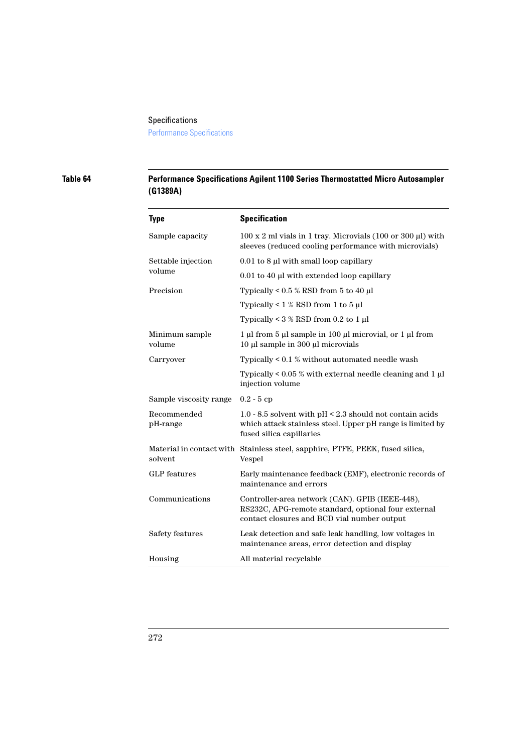**Table 64 Performance Specifications Agilent 1100 Series Thermostatted Micro Autosampler (G1389A)**

| Type | Specification |
|---|---|
| Sample capacity | 100 x 2 ml vials in 1 tray. Microvials (100 or 300 µl) with sleeves (reduced cooling performance with microvials) |
| Settable injection volume | 0.01 to 8 µl with small loop capillary |
| | 0.01 to 40 µl with extended loop capillary |
| Precision | Typically < 0.5 % RSD from 5 to 40 µl |
| | Typically < 1 % RSD from 1 to 5 µl |
| | Typically < 3 % RSD from 0.2 to 1 µl |
| Minimum sample volume | 1 µl from 5 µl sample in 100 µl microvial, or 1 µl from 10 µl sample in 300 µl microvials |
| Carryover | Typically < 0.1 % without automated needle wash |
| | Typically < 0.05 % with external needle cleaning and 1 µl injection volume |
| Sample viscosity range | 0.2 - 5 cp |
| Recommended pH-range | 1.0 - 8.5 solvent with pH < 2.3 should not contain acids which attack stainless steel. Upper pH range is limited by fused silica capillaries |
| Material in contact with solvent | Stainless steel, sapphire, PTFE, PEEK, fused silica, Vespel |
| GLP features | Early maintenance feedback (EMF), electronic records of maintenance and errors |
| Communications | Controller-area network (CAN). GPIB (IEEE-448), RS232C, APG-remote standard, optional four external contact closures and BCD vial number output |
| Safety features | Leak detection and safe leak handling, low voltages in maintenance areas, error detection and display |
| Housing | All material recyclable |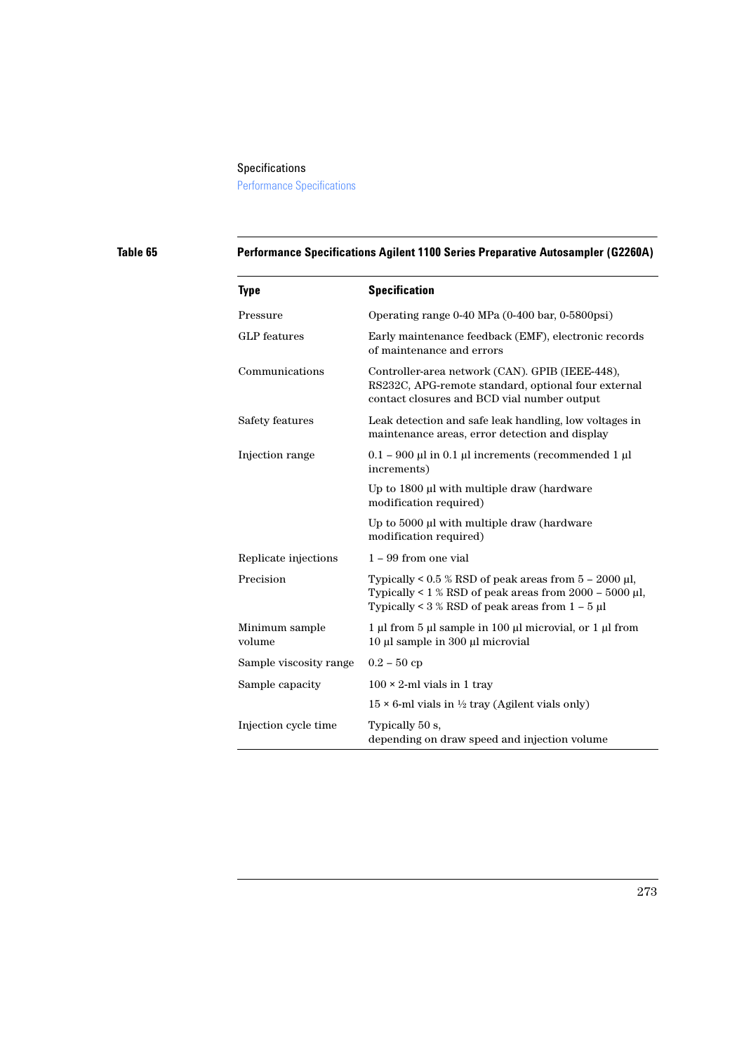**Table 65 Performance Specifications Agilent 1100 Series Preparative Autosampler (G2260A)**

| Type | Specification |
|---|---|
| Pressure | Operating range 0-40 MPa (0-400 bar, 0-5800psi) |
| GLP features | Early maintenance feedback (EMF), electronic records of maintenance and errors |
| Communications | Controller-area network (CAN). GPIB (IEEE-448), RS232C, APG-remote standard, optional four external contact closures and BCD vial number output |
| Safety features | Leak detection and safe leak handling, low voltages in maintenance areas, error detection and display |
| Injection range | 0.1 – 900 µl in 0.1 µl increments (recommended 1 µl increments) |
| | Up to 1800 µl with multiple draw (hardware modification required) |
| | Up to 5000 µl with multiple draw (hardware modification required) |
| Replicate injections | 1 – 99 from one vial |
| Precision | Typically < 0.5 % RSD of peak areas from 5 – 2000 µl, Typically < 1 % RSD of peak areas from 2000 – 5000 µl, Typically < 3 % RSD of peak areas from 1 – 5 µl |
| Minimum sample volume | 1 µl from 5 µl sample in 100 µl microvial, or 1 µl from 10 µl sample in 300 µl microvial |
| Sample viscosity range | 0.2 – 50 cp |
| Sample capacity | 100 × 2-ml vials in 1 tray |
| | 15 × 6-ml vials in ½ tray (Agilent vials only) |
| Injection cycle time | Typically 50 s, depending on draw speed and injection volume |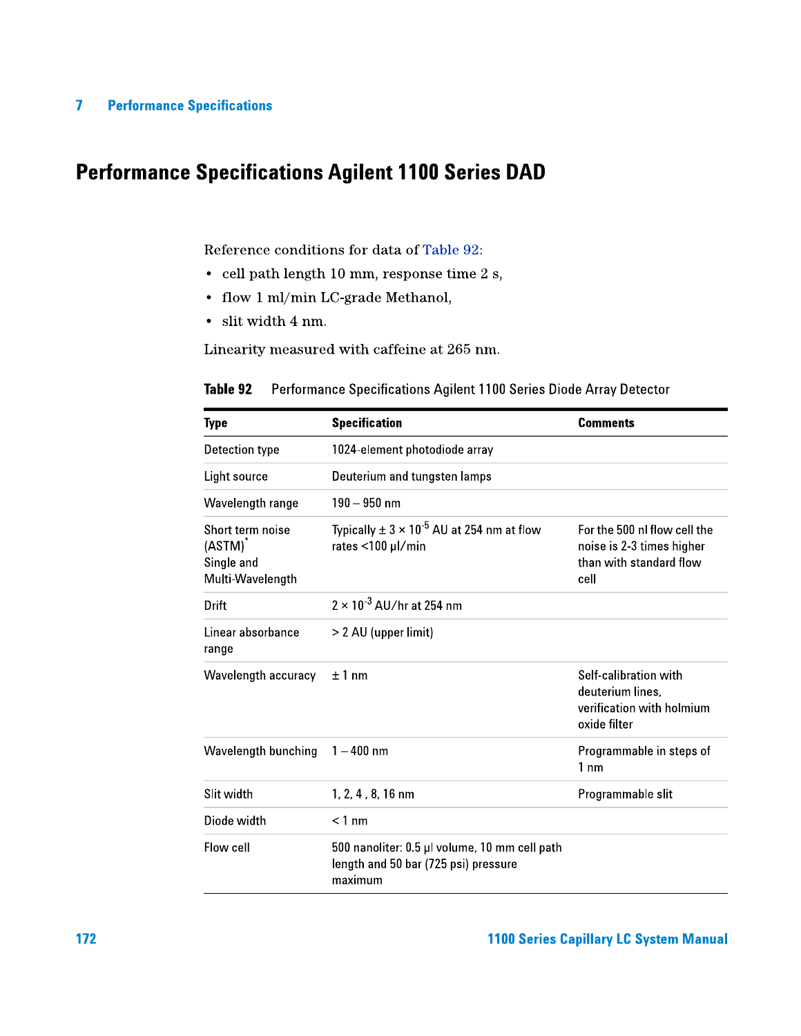# Performance Specifications Agilent 1100 Series DAD

Reference conditions for data of Table 92:

- cell path length 10 mm, response time 2 s,
- flow 1 ml/min LC-grade Methanol,
- slit width 4 nm.

Linearity measured with caffeine at 265 nm.

**Table 92** Performance Specifications Agilent 1100 Series Diode Array Detector

| Type | Specification | Comments |
|---|---|---|
| Detection type | 1024-element photodiode array | |
| Light source | Deuterium and tungsten lamps | |
| Wavelength range | 190 – 950 nm | |
| Short term noise (ASTM)* Single and Multi-Wavelength | Typically $\pm 3 \times 10^{-5}$ AU at 254 nm at flow rates <100 µl/min | For the 500 nl flow cell the noise is 2-3 times higher than with standard flow cell |
| Drift | $2 \times 10^{-3}$ AU/hr at 254 nm | |
| Linear absorbance range | > 2 AU (upper limit) | |
| Wavelength accuracy | ± 1 nm | Self-calibration with deuterium lines, verification with holmium oxide filter |
| Wavelength bunching | 1 – 400 nm | Programmable in steps of 1 nm |
| Slit width | 1, 2, 4 , 8, 16 nm | Programmable slit |
| Diode width | < 1 nm | |
| Flow cell | 500 nanoliter: 0.5 µl volume, 10 mm cell path length and 50 bar (725 psi) pressure maximum | |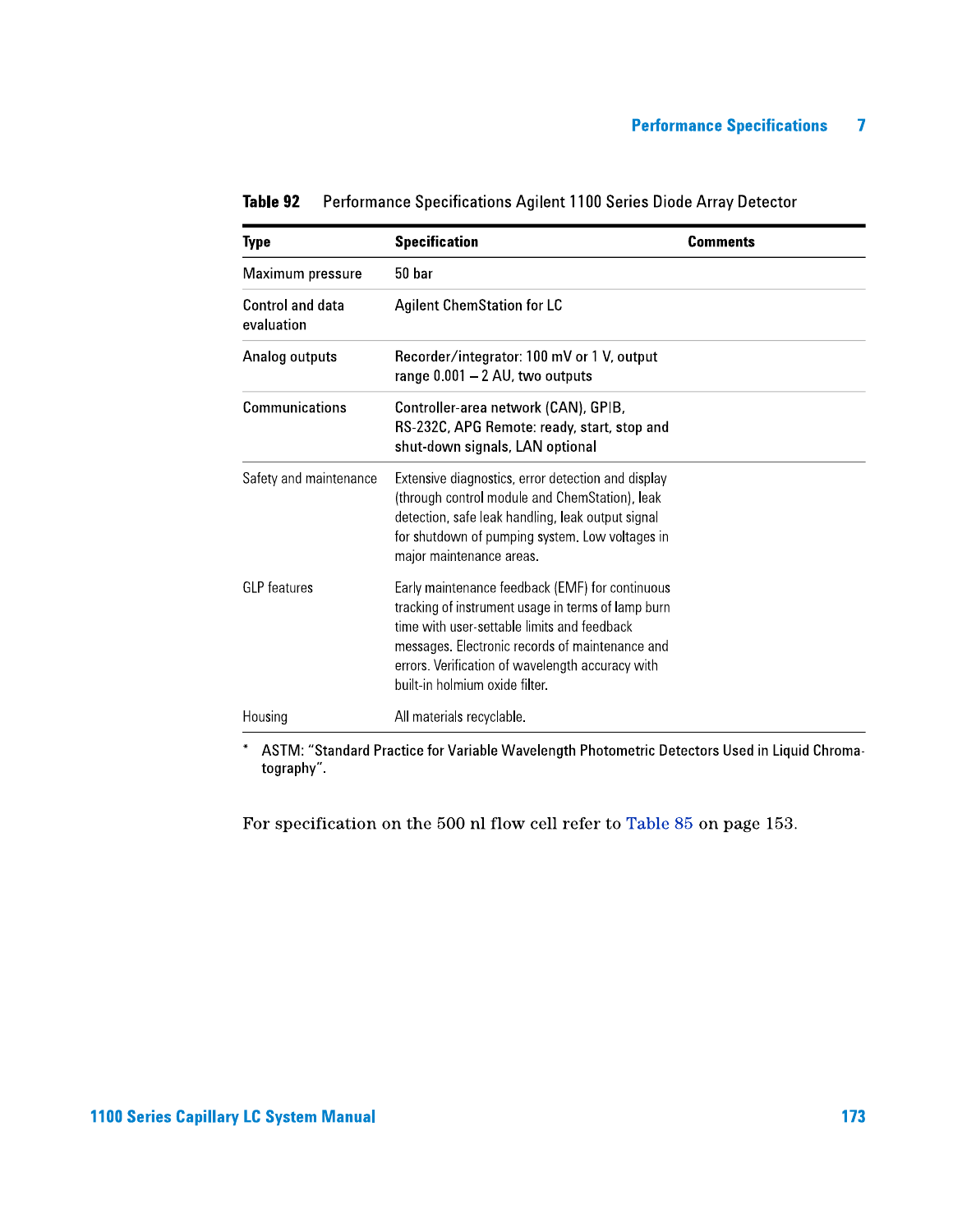**Table 92** Performance Specifications Agilent 1100 Series Diode Array Detector

| Type | Specification | Comments |
|---|---|---|
| Maximum pressure | 50 bar | |
| Control and data evaluation | Agilent ChemStation for LC | |
| Analog outputs | Recorder/integrator: 100 mV or 1 V, output range 0.001 – 2 AU, two outputs | |
| Communications | Controller-area network (CAN), GPIB, RS-232C, APG Remote: ready, start, stop and shut-down signals, LAN optional | |
| Safety and maintenance | Extensive diagnostics, error detection and display (through control module and ChemStation), leak detection, safe leak handling, leak output signal for shutdown of pumping system. Low voltages in major maintenance areas. | |
| GLP features | Early maintenance feedback (EMF) for continuous tracking of instrument usage in terms of lamp burn time with user-settable limits and feedback messages. Electronic records of maintenance and errors. Verification of wavelength accuracy with built-in holmium oxide filter. | |
| Housing | All materials recyclable. | |

* ASTM: "Standard Practice for Variable Wavelength Photometric Detectors Used in Liquid Chromatography".

For specification on the 500 nl flow cell refer to Table 85 on page 153.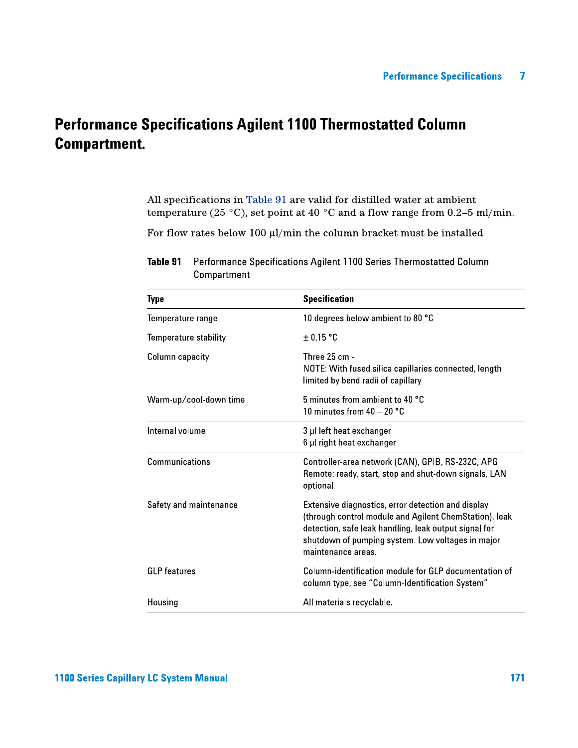# Performance Specifications Agilent 1100 Thermostatted Column Compartment.

All specifications in Table 91 are valid for distilled water at ambient temperature (25 °C), set point at 40 °C and a flow range from 0.2–5 ml/min.

For flow rates below 100 µl/min the column bracket must be installed

**Table 91** Performance Specifications Agilent 1100 Series Thermostatted Column Compartment

| Type | Specification |
|---|---|
| Temperature range | 10 degrees below ambient to 80 °C |
| Temperature stability | ± 0.15 °C |
| Column capacity | Three 25 cm -<br>NOTE: With fused silica capillaries connected, length limited by bend radii of capillary |
| Warm-up/cool-down time | 5 minutes from ambient to 40 °C<br>10 minutes from 40 – 20 °C |
| Internal volume | 3 µl left heat exchanger<br>6 µl right heat exchanger |
| Communications | Controller-area network (CAN), GPIB, RS-232C, APG Remote: ready, start, stop and shut-down signals, LAN optional |
| Safety and maintenance | Extensive diagnostics, error detection and display (through control module and Agilent ChemStation), leak detection, safe leak handling, leak output signal for shutdown of pumping system. Low voltages in major maintenance areas. |
| GLP features | Column-identification module for GLP documentation of column type, see “Column-Identification System” |
| Housing | All materials recyclable. |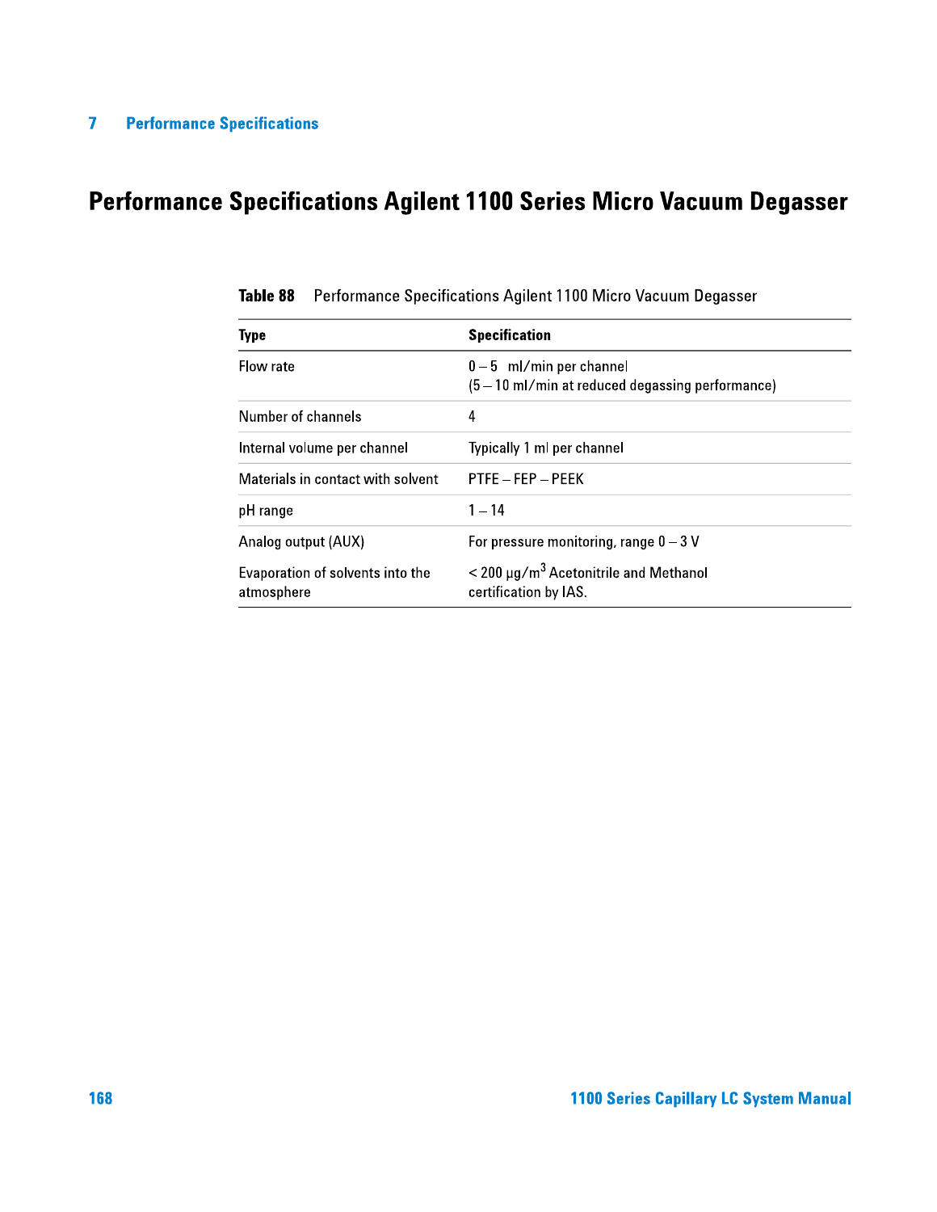# Performance Specifications Agilent 1100 Series Micro Vacuum Degasser

**Table 88** Performance Specifications Agilent 1100 Micro Vacuum Degasser

| Type | Specification |
|---|---|
| Flow rate | 0 – 5 ml/min per channel<br>(5 – 10 ml/min at reduced degassing performance) |
| Number of channels | 4 |
| Internal volume per channel | Typically 1 ml per channel |
| Materials in contact with solvent | PTFE – FEP – PEEK |
| pH range | 1 – 14 |
| Analog output (AUX) | For pressure monitoring, range 0 – 3 V |
| Evaporation of solvents into the atmosphere | < 200 µg/$m^3$ Acetonitrile and Methanol certification by IAS. |